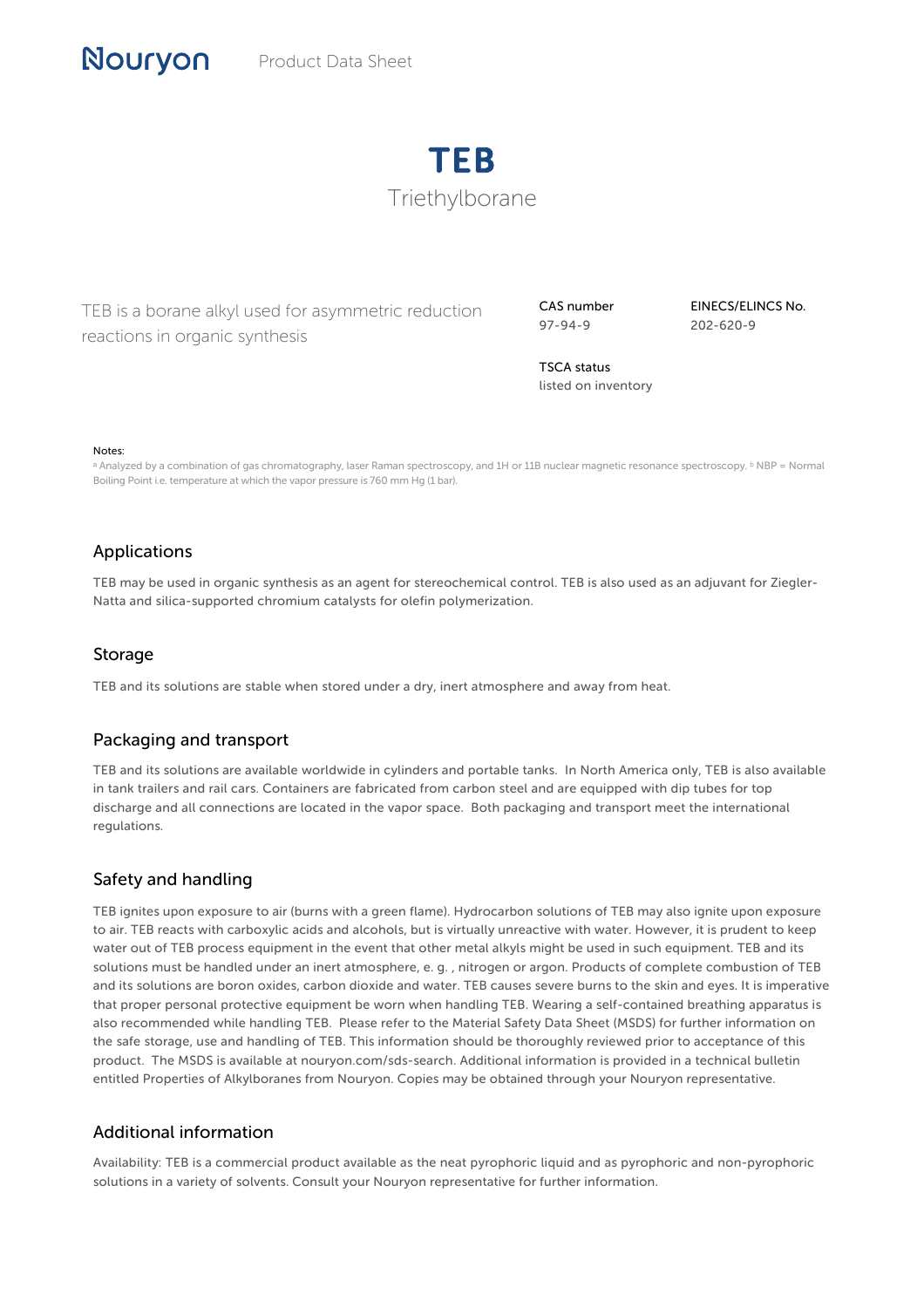Nouryon Product Data Sheet

# TEB

## Triethylborane

TEB is a borane alkyl used for asymmetric reduction reactions in organic synthesis

CAS number
97-94-9

EINECS/ELINCS No.
202-620-9

TSCA status
listed on inventory

Notes:
[a] Analyzed by a combination of gas chromatography, laser Raman spectroscopy, and 1H or 11B nuclear magnetic resonance spectroscopy. [b] NBP = Normal Boiling Point i.e. temperature at which the vapor pressure is 760 mm Hg (1 bar).

## Applications

TEB may be used in organic synthesis as an agent for stereochemical control. TEB is also used as an adjuvant for Ziegler-Natta and silica-supported chromium catalysts for olefin polymerization.

## Storage

TEB and its solutions are stable when stored under a dry, inert atmosphere and away from heat.

## Packaging and transport

TEB and its solutions are available worldwide in cylinders and portable tanks. In North America only, TEB is also available in tank trailers and rail cars. Containers are fabricated from carbon steel and are equipped with dip tubes for top discharge and all connections are located in the vapor space. Both packaging and transport meet the international regulations.

## Safety and handling

TEB ignites upon exposure to air (burns with a green flame). Hydrocarbon solutions of TEB may also ignite upon exposure to air. TEB reacts with carboxylic acids and alcohols, but is virtually unreactive with water. However, it is prudent to keep water out of TEB process equipment in the event that other metal alkyls might be used in such equipment. TEB and its solutions must be handled under an inert atmosphere, e. g. , nitrogen or argon. Products of complete combustion of TEB and its solutions are boron oxides, carbon dioxide and water. TEB causes severe burns to the skin and eyes. It is imperative that proper personal protective equipment be worn when handling TEB. Wearing a self-contained breathing apparatus is also recommended while handling TEB. Please refer to the Material Safety Data Sheet (MSDS) for further information on the safe storage, use and handling of TEB. This information should be thoroughly reviewed prior to acceptance of this product. The MSDS is available at nouryon.com/sds-search. Additional information is provided in a technical bulletin entitled Properties of Alkylboranes from Nouryon. Copies may be obtained through your Nouryon representative.

## Additional information

Availability: TEB is a commercial product available as the neat pyrophoric liquid and as pyrophoric and non-pyrophoric solutions in a variety of solvents. Consult your Nouryon representative for further information.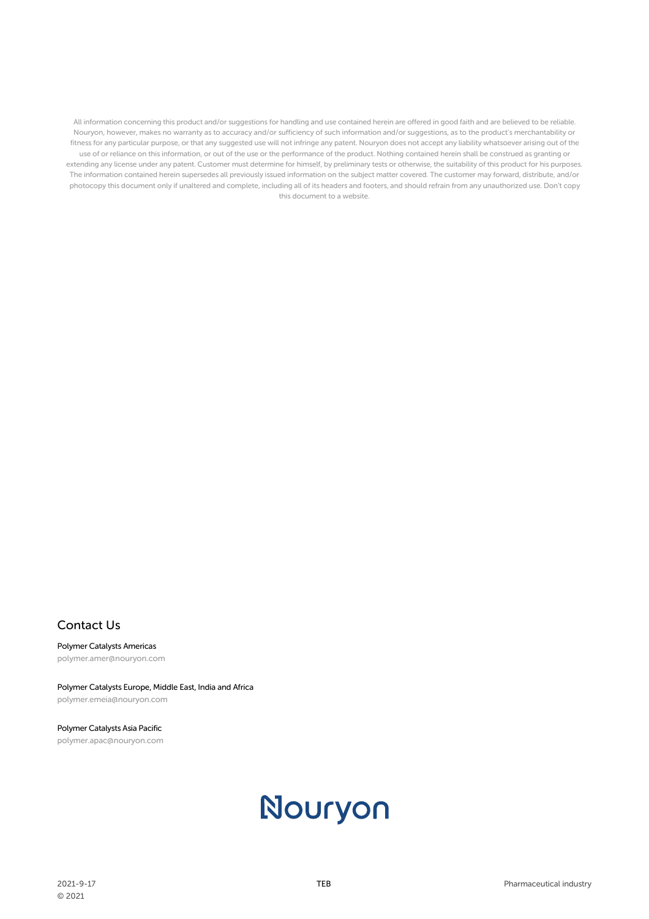All information concerning this product and/or suggestions for handling and use contained herein are offered in good faith and are believed to be reliable. Nouryon, however, makes no warranty as to accuracy and/or sufficiency of such information and/or suggestions, as to the product's merchantability or fitness for any particular purpose, or that any suggested use will not infringe any patent. Nouryon does not accept any liability whatsoever arising out of the use of or reliance on this information, or out of the use or the performance of the product. Nothing contained herein shall be construed as granting or extending any license under any patent. Customer must determine for himself, by preliminary tests or otherwise, the suitability of this product for his purposes. The information contained herein supersedes all previously issued information on the subject matter covered. The customer may forward, distribute, and/or photocopy this document only if unaltered and complete, including all of its headers and footers, and should refrain from any unauthorized use. Don't copy this document to a website.

## Contact Us

Polymer Catalysts Americas
polymer.amer@nouryon.com

Polymer Catalysts Europe, Middle East, India and Africa
polymer.emeia@nouryon.com

Polymer Catalysts Asia Pacific
polymer.apac@nouryon.com

Nouryon

2021-9-17
© 2021